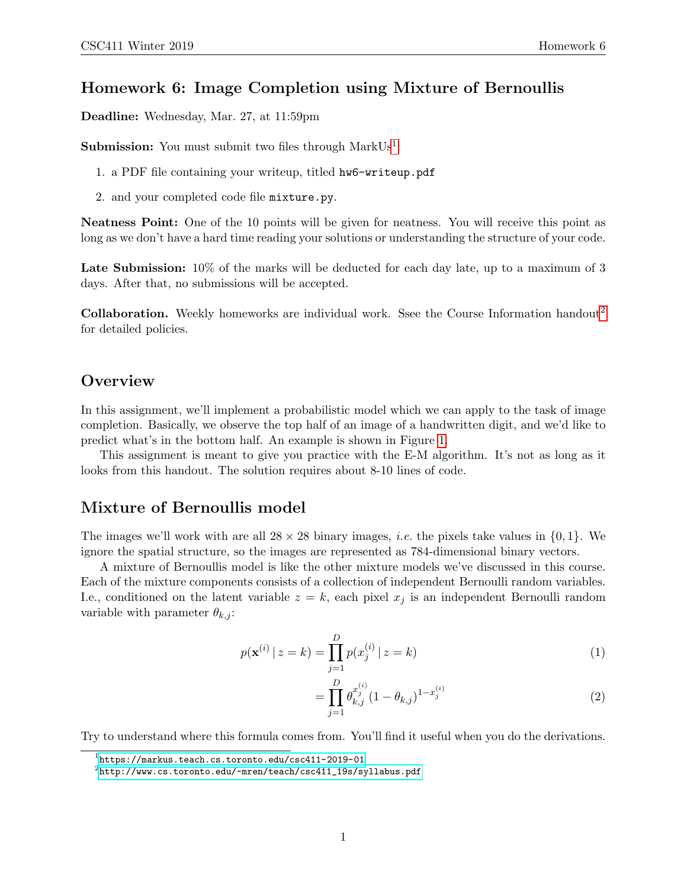# Homework 6: Image Completion using Mixture of Bernoullis

**Deadline:** Wednesday, Mar. 27, at 11:59pm

**Submission:** You must submit two files through MarkUs[1]:

1. a PDF file containing your writeup, titled `hw6-writeup.pdf`
2. and your completed code file `mixture.py`.

**Neatness Point:** One of the 10 points will be given for neatness. You will receive this point as long as we don't have a hard time reading your solutions or understanding the structure of your code.

**Late Submission:** 10% of the marks will be deducted for each day late, up to a maximum of 3 days. After that, no submissions will be accepted.

**Collaboration.** Weekly homeworks are individual work. Ssee the Course Information handout[2] for detailed policies.

## Overview

In this assignment, we'll implement a probabilistic model which we can apply to the task of image completion. Basically, we observe the top half of an image of a handwritten digit, and we'd like to predict what's in the bottom half. An example is shown in Figure 1.

This assignment is meant to give you practice with the E-M algorithm. It's not as long as it looks from this handout. The solution requires about 8-10 lines of code.

## Mixture of Bernoullis model

The images we'll work with are all $28 \times 28$ binary images, *i.e.* the pixels take values in $\{0, 1\}$. We ignore the spatial structure, so the images are represented as 784-dimensional binary vectors.

A mixture of Bernoullis model is like the other mixture models we've discussed in this course. Each of the mixture components consists of a collection of independent Bernoulli random variables. I.e., conditioned on the latent variable $z = k$, each pixel $x_j$ is an independent Bernoulli random variable with parameter $\theta_{k,j}$:

$$p(\mathbf{x}^{(i)} \mid z = k) = \prod_{j=1}^{D} p(x_j^{(i)} \mid z = k) \tag{1}$$

$$= \prod_{j=1}^{D} \theta_{k,j}^{x_j^{(i)}} (1 - \theta_{k,j})^{1 - x_j^{(i)}} \tag{2}$$

Try to understand where this formula comes from. You'll find it useful when you do the derivations.

[1] https://markus.teach.cs.toronto.edu/csc411-2019-01

[2] http://www.cs.toronto.edu/~mren/teach/csc411_19s/syllabus.pdf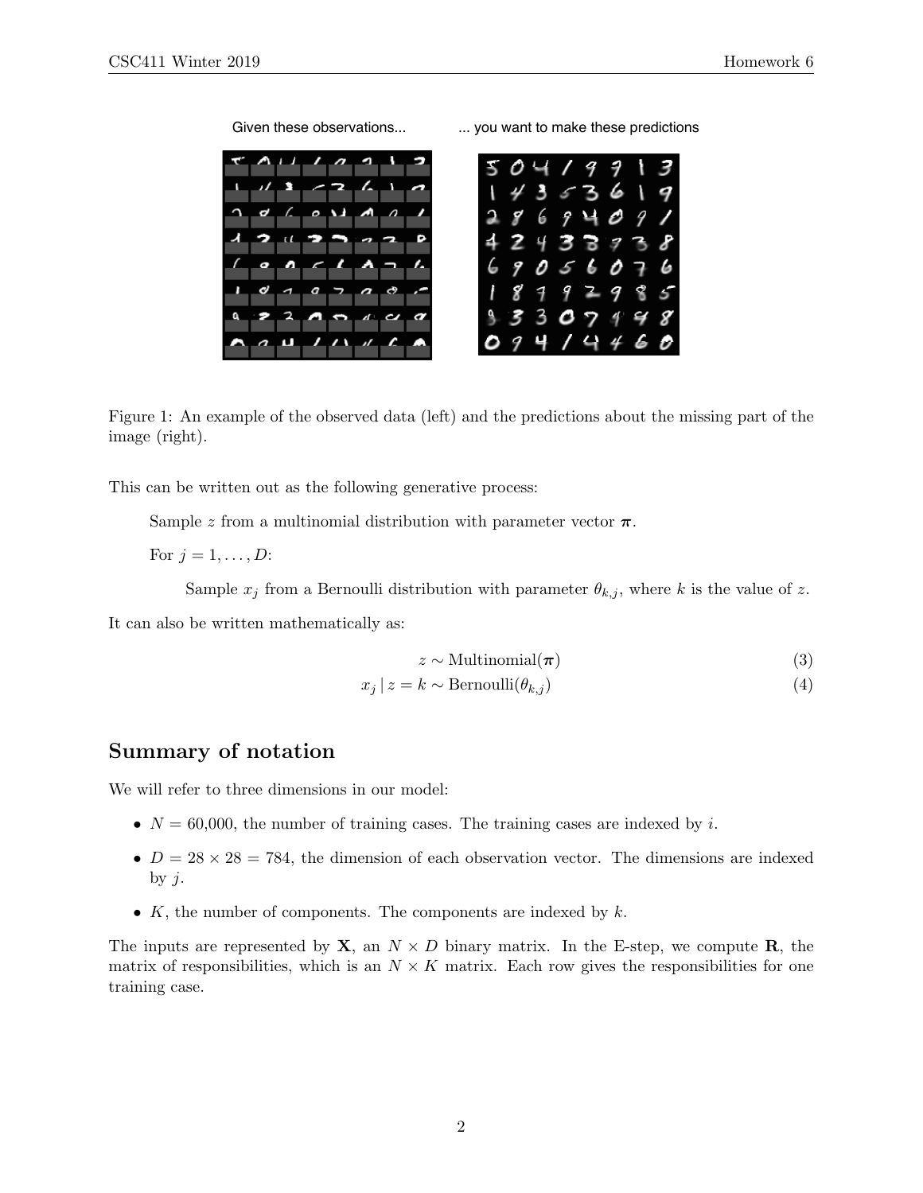Given these observations... ... you want to make these predictions

Figure 1: An example of the observed data (left) and the predictions about the missing part of the image (right).

This can be written out as the following generative process:

> Sample $z$ from a multinomial distribution with parameter vector $\boldsymbol{\pi}$.
>
> For $j = 1, \ldots, D$:
>
> > Sample $x_j$ from a Bernoulli distribution with parameter $\theta_{k,j}$, where $k$ is the value of $z$.

It can also be written mathematically as:

$$z \sim \text{Multinomial}(\boldsymbol{\pi}) \tag{3}$$

$$x_j \mid z = k \sim \text{Bernoulli}(\theta_{k,j}) \tag{4}$$

## Summary of notation

We will refer to three dimensions in our model:

- $N = 60{,}000$, the number of training cases. The training cases are indexed by $i$.
- $D = 28 \times 28 = 784$, the dimension of each observation vector. The dimensions are indexed by $j$.
- $K$, the number of components. The components are indexed by $k$.

The inputs are represented by $\mathbf{X}$, an $N \times D$ binary matrix. In the E-step, we compute $\mathbf{R}$, the matrix of responsibilities, which is an $N \times K$ matrix. Each row gives the responsibilities for one training case.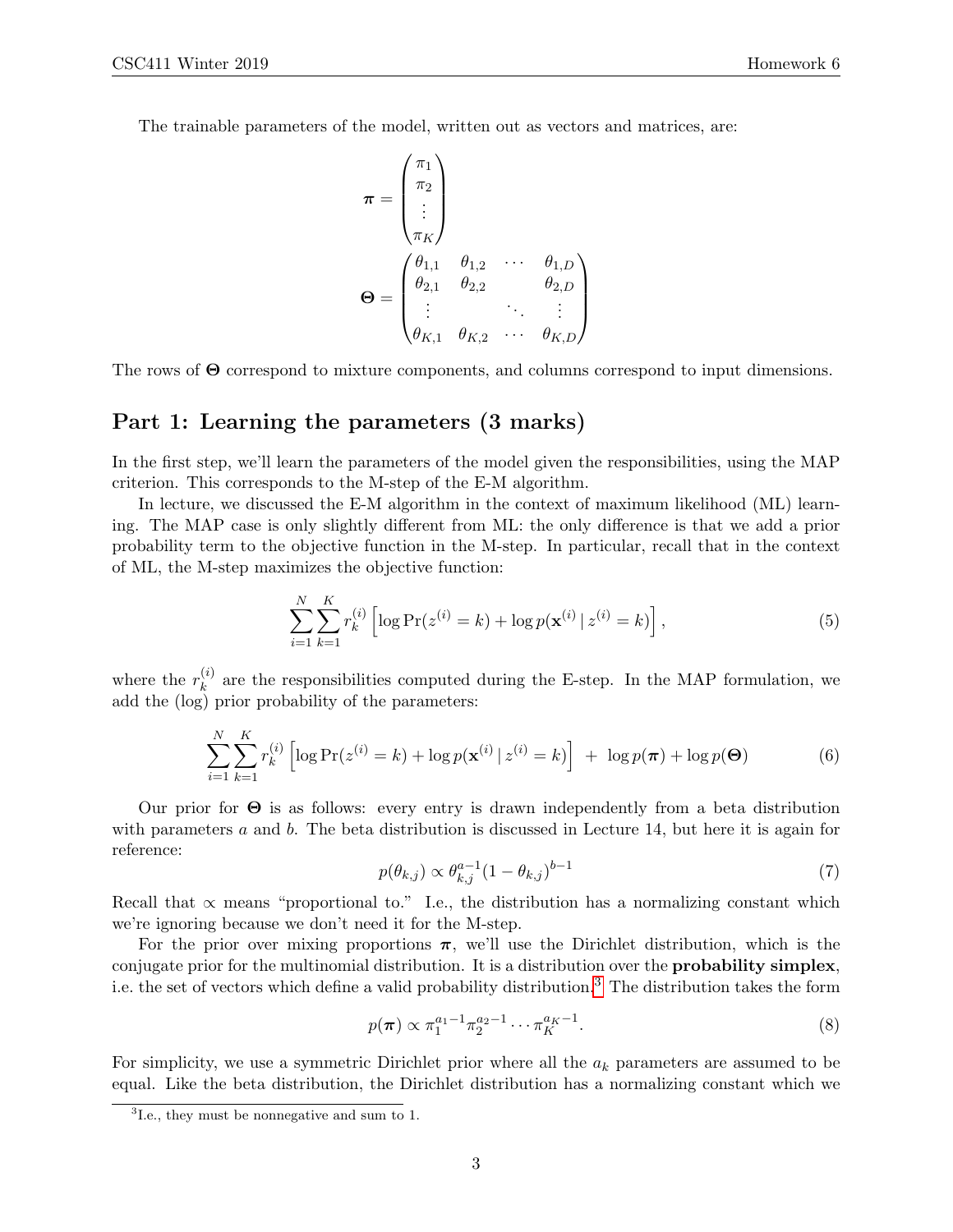The trainable parameters of the model, written out as vectors and matrices, are:

$$\boldsymbol{\pi} = \begin{pmatrix} \pi_1 \\ \pi_2 \\ \vdots \\ \pi_K \end{pmatrix}$$

$$\boldsymbol{\Theta} = \begin{pmatrix} \theta_{1,1} & \theta_{1,2} & \cdots & \theta_{1,D} \\ \theta_{2,1} & \theta_{2,2} & & \theta_{2,D} \\ \vdots & & \ddots & \vdots \\ \theta_{K,1} & \theta_{K,2} & \cdots & \theta_{K,D} \end{pmatrix}$$

The rows of $\boldsymbol{\Theta}$ correspond to mixture components, and columns correspond to input dimensions.

## Part 1: Learning the parameters (3 marks)

In the first step, we'll learn the parameters of the model given the responsibilities, using the MAP criterion. This corresponds to the M-step of the E-M algorithm.

In lecture, we discussed the E-M algorithm in the context of maximum likelihood (ML) learning. The MAP case is only slightly different from ML: the only difference is that we add a prior probability term to the objective function in the M-step. In particular, recall that in the context of ML, the M-step maximizes the objective function:

$$\sum_{i=1}^{N} \sum_{k=1}^{K} r_k^{(i)} \left[ \log \Pr(z^{(i)} = k) + \log p(\mathbf{x}^{(i)} \,|\, z^{(i)} = k) \right], \tag{5}$$

where the $r_k^{(i)}$ are the responsibilities computed during the E-step. In the MAP formulation, we add the (log) prior probability of the parameters:

$$\sum_{i=1}^{N} \sum_{k=1}^{K} r_k^{(i)} \left[ \log \Pr(z^{(i)} = k) + \log p(\mathbf{x}^{(i)} \,|\, z^{(i)} = k) \right] \; + \; \log p(\boldsymbol{\pi}) + \log p(\boldsymbol{\Theta}) \tag{6}$$

Our prior for $\boldsymbol{\Theta}$ is as follows: every entry is drawn independently from a beta distribution with parameters $a$ and $b$. The beta distribution is discussed in Lecture 14, but here it is again for reference:

$$p(\theta_{k,j}) \propto \theta_{k,j}^{a-1} (1 - \theta_{k,j})^{b-1} \tag{7}$$

Recall that $\propto$ means "proportional to." I.e., the distribution has a normalizing constant which we're ignoring because we don't need it for the M-step.

For the prior over mixing proportions $\boldsymbol{\pi}$, we'll use the Dirichlet distribution, which is the conjugate prior for the multinomial distribution. It is a distribution over the **probability simplex**, i.e. the set of vectors which define a valid probability distribution.[3] The distribution takes the form

$$p(\boldsymbol{\pi}) \propto \pi_1^{a_1 - 1} \pi_2^{a_2 - 1} \cdots \pi_K^{a_K - 1}. \tag{8}$$

For simplicity, we use a symmetric Dirichlet prior where all the $a_k$ parameters are assumed to be equal. Like the beta distribution, the Dirichlet distribution has a normalizing constant which we

[3] I.e., they must be nonnegative and sum to 1.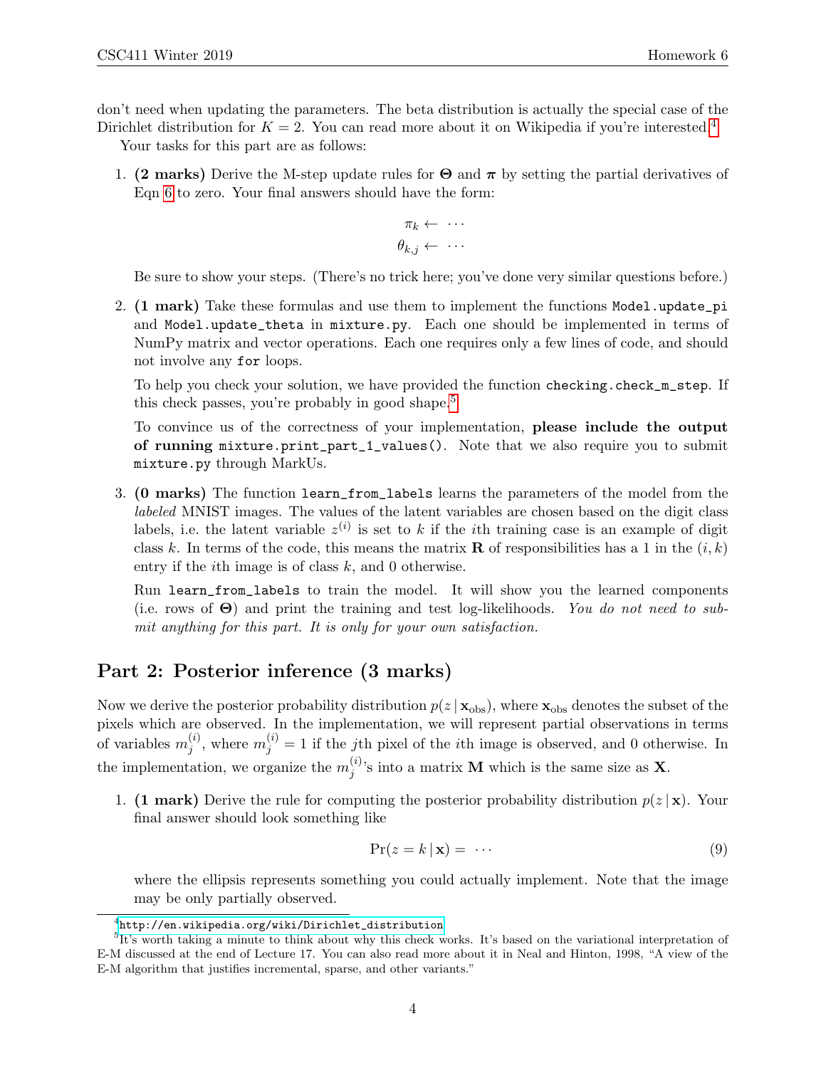don't need when updating the parameters. The beta distribution is actually the special case of the Dirichlet distribution for $K = 2$. You can read more about it on Wikipedia if you're interested.[4]

Your tasks for this part are as follows:

1. **(2 marks)** Derive the M-step update rules for $\boldsymbol{\Theta}$ and $\boldsymbol{\pi}$ by setting the partial derivatives of Eqn 6 to zero. Your final answers should have the form:

$$\pi_k \leftarrow \cdots$$
$$\theta_{k,j} \leftarrow \cdots$$

   Be sure to show your steps. (There's no trick here; you've done very similar questions before.)

2. **(1 mark)** Take these formulas and use them to implement the functions `Model.update_pi` and `Model.update_theta` in `mixture.py`. Each one should be implemented in terms of NumPy matrix and vector operations. Each one requires only a few lines of code, and should not involve any `for` loops.

   To help you check your solution, we have provided the function `checking.check_m_step`. If this check passes, you're probably in good shape.[5]

   To convince us of the correctness of your implementation, **please include the output of running** `mixture.print_part_1_values()`. Note that we also require you to submit `mixture.py` through MarkUs.

3. **(0 marks)** The function `learn_from_labels` learns the parameters of the model from the *labeled* MNIST images. The values of the latent variables are chosen based on the digit class labels, i.e. the latent variable $z^{(i)}$ is set to $k$ if the $i$th training case is an example of digit class $k$. In terms of the code, this means the matrix $\mathbf{R}$ of responsibilities has a 1 in the $(i, k)$ entry if the $i$th image is of class $k$, and 0 otherwise.

   Run `learn_from_labels` to train the model. It will show you the learned components (i.e. rows of $\boldsymbol{\Theta}$) and print the training and test log-likelihoods. *You do not need to submit anything for this part. It is only for your own satisfaction.*

## Part 2: Posterior inference (3 marks)

Now we derive the posterior probability distribution $p(z \mid \mathbf{x}_{\text{obs}})$, where $\mathbf{x}_{\text{obs}}$ denotes the subset of the pixels which are observed. In the implementation, we will represent partial observations in terms of variables $m_j^{(i)}$, where $m_j^{(i)} = 1$ if the $j$th pixel of the $i$th image is observed, and 0 otherwise. In the implementation, we organize the $m_j^{(i)}$'s into a matrix $\mathbf{M}$ which is the same size as $\mathbf{X}$.

1. **(1 mark)** Derive the rule for computing the posterior probability distribution $p(z \mid \mathbf{x})$. Your final answer should look something like

$$\Pr(z = k \mid \mathbf{x}) = \cdots \tag{9}$$

   where the ellipsis represents something you could actually implement. Note that the image may be only partially observed.

---

[4] http://en.wikipedia.org/wiki/Dirichlet_distribution

[5] It's worth taking a minute to think about why this check works. It's based on the variational interpretation of E-M discussed at the end of Lecture 17. You can also read more about it in Neal and Hinton, 1998, "A view of the E-M algorithm that justifies incremental, sparse, and other variants."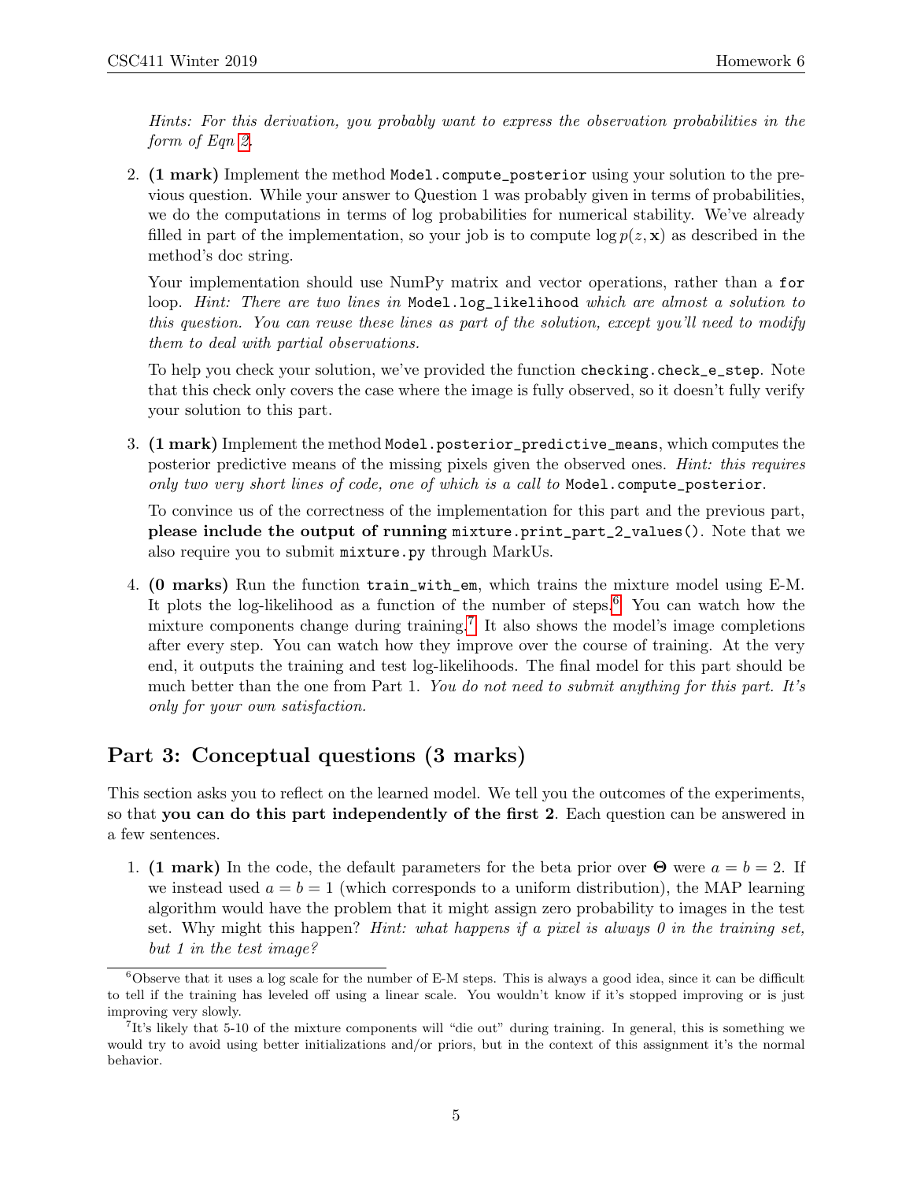*Hints: For this derivation, you probably want to express the observation probabilities in the form of Eqn 2.*

2. **(1 mark)** Implement the method `Model.compute_posterior` using your solution to the previous question. While your answer to Question 1 was probably given in terms of probabilities, we do the computations in terms of log probabilities for numerical stability. We've already filled in part of the implementation, so your job is to compute $\log p(z, \mathbf{x})$ as described in the method's doc string.

   Your implementation should use NumPy matrix and vector operations, rather than a `for` loop. *Hint: There are two lines in* `Model.log_likelihood` *which are almost a solution to this question. You can reuse these lines as part of the solution, except you'll need to modify them to deal with partial observations.*

   To help you check your solution, we've provided the function `checking.check_e_step`. Note that this check only covers the case where the image is fully observed, so it doesn't fully verify your solution to this part.

3. **(1 mark)** Implement the method `Model.posterior_predictive_means`, which computes the posterior predictive means of the missing pixels given the observed ones. *Hint: this requires only two very short lines of code, one of which is a call to* `Model.compute_posterior`.

   To convince us of the correctness of the implementation for this part and the previous part, **please include the output of running** `mixture.print_part_2_values()`. Note that we also require you to submit `mixture.py` through MarkUs.

4. **(0 marks)** Run the function `train_with_em`, which trains the mixture model using E-M. It plots the log-likelihood as a function of the number of steps.[6] You can watch how the mixture components change during training.[7] It also shows the model's image completions after every step. You can watch how they improve over the course of training. At the very end, it outputs the training and test log-likelihoods. The final model for this part should be much better than the one from Part 1. *You do not need to submit anything for this part. It's only for your own satisfaction.*

## Part 3: Conceptual questions (3 marks)

This section asks you to reflect on the learned model. We tell you the outcomes of the experiments, so that **you can do this part independently of the first 2**. Each question can be answered in a few sentences.

1. **(1 mark)** In the code, the default parameters for the beta prior over $\mathbf{\Theta}$ were $a = b = 2$. If we instead used $a = b = 1$ (which corresponds to a uniform distribution), the MAP learning algorithm would have the problem that it might assign zero probability to images in the test set. Why might this happen? *Hint: what happens if a pixel is always 0 in the training set, but 1 in the test image?*

---

[6] Observe that it uses a log scale for the number of E-M steps. This is always a good idea, since it can be difficult to tell if the training has leveled off using a linear scale. You wouldn't know if it's stopped improving or is just improving very slowly.

[7] It's likely that 5-10 of the mixture components will "die out" during training. In general, this is something we would try to avoid using better initializations and/or priors, but in the context of this assignment it's the normal behavior.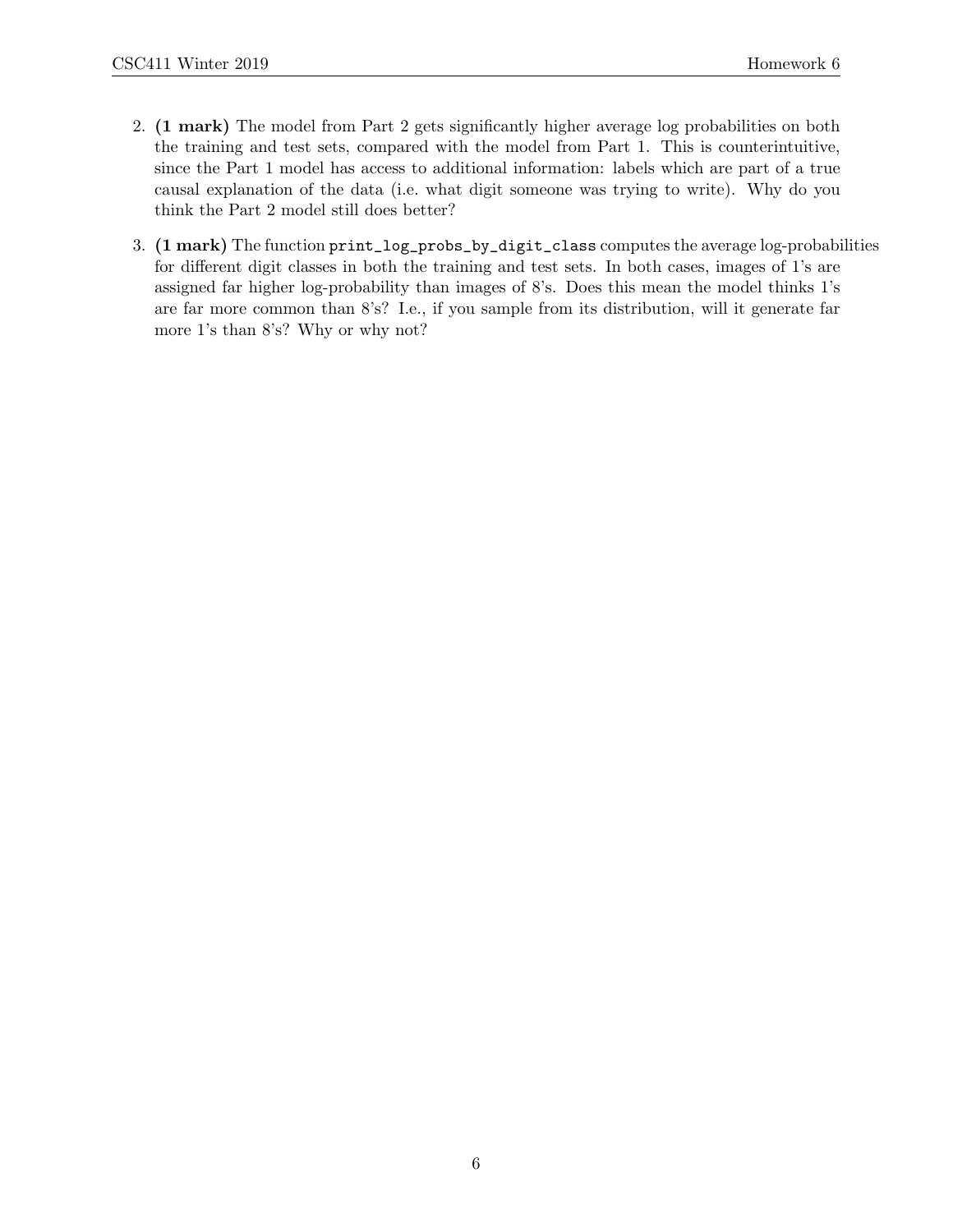2. **(1 mark)** The model from Part 2 gets significantly higher average log probabilities on both the training and test sets, compared with the model from Part 1. This is counterintuitive, since the Part 1 model has access to additional information: labels which are part of a true causal explanation of the data (i.e. what digit someone was trying to write). Why do you think the Part 2 model still does better?

3. **(1 mark)** The function `print_log_probs_by_digit_class` computes the average log-probabilities for different digit classes in both the training and test sets. In both cases, images of 1's are assigned far higher log-probability than images of 8's. Does this mean the model thinks 1's are far more common than 8's? I.e., if you sample from its distribution, will it generate far more 1's than 8's? Why or why not?